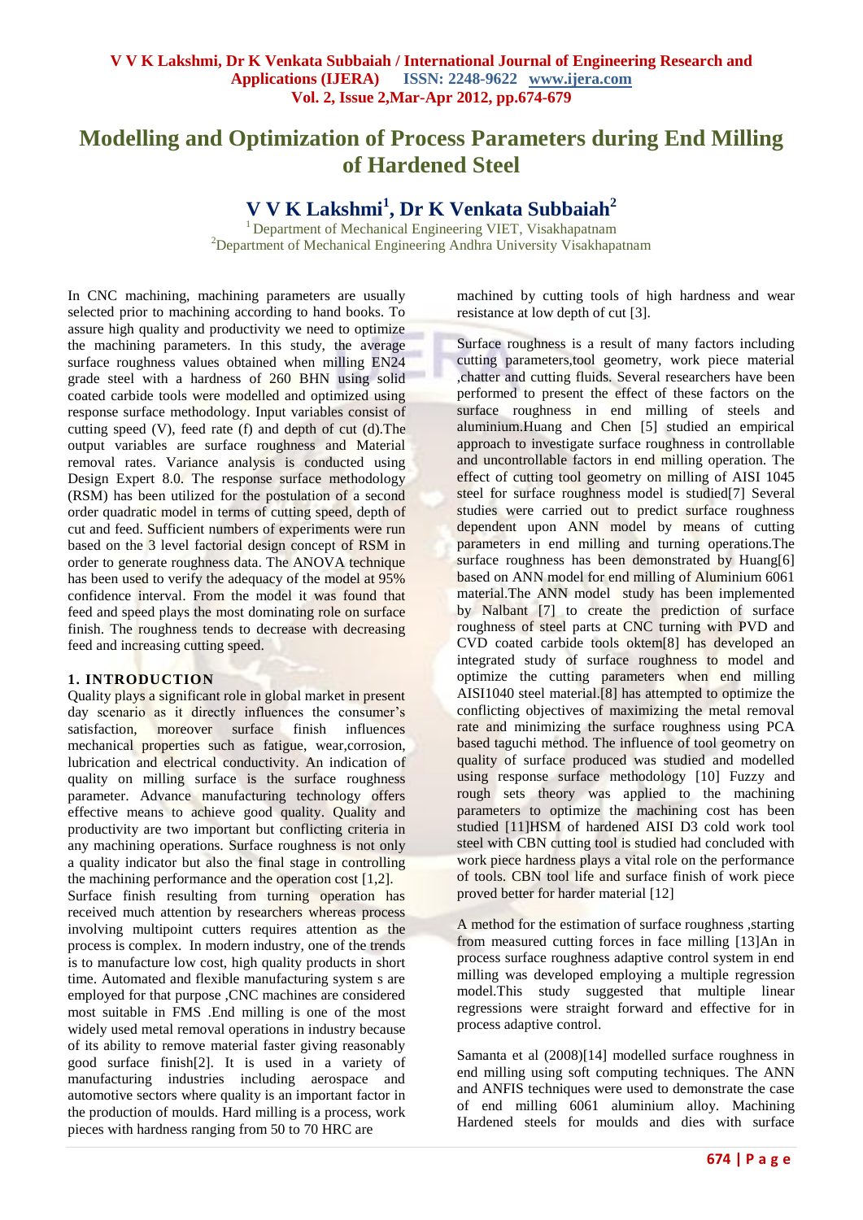# Modelling and Optimization of Process Parameters during End Milling of Hardened Steel

## V V K Lakshmi[1], Dr K Venkata Subbaiah[2]

[1] Department of Mechanical Engineering VIET, Visakhapatnam
[2]Department of Mechanical Engineering Andhra University Visakhapatnam

In CNC machining, machining parameters are usually selected prior to machining according to hand books. To assure high quality and productivity we need to optimize the machining parameters. In this study, the average surface roughness values obtained when milling EN24 grade steel with a hardness of 260 BHN using solid coated carbide tools were modelled and optimized using response surface methodology. Input variables consist of cutting speed (V), feed rate (f) and depth of cut (d).The output variables are surface roughness and Material removal rates. Variance analysis is conducted using Design Expert 8.0. The response surface methodology (RSM) has been utilized for the postulation of a second order quadratic model in terms of cutting speed, depth of cut and feed. Sufficient numbers of experiments were run based on the 3 level factorial design concept of RSM in order to generate roughness data. The ANOVA technique has been used to verify the adequacy of the model at 95% confidence interval. From the model it was found that feed and speed plays the most dominating role on surface finish. The roughness tends to decrease with decreasing feed and increasing cutting speed.

### 1. INTRODUCTION

Quality plays a significant role in global market in present day scenario as it directly influences the consumer's satisfaction, moreover surface finish influences mechanical properties such as fatigue, wear,corrosion, lubrication and electrical conductivity. An indication of quality on milling surface is the surface roughness parameter. Advance manufacturing technology offers effective means to achieve good quality. Quality and productivity are two important but conflicting criteria in any machining operations. Surface roughness is not only a quality indicator but also the final stage in controlling the machining performance and the operation cost [1,2].

Surface finish resulting from turning operation has received much attention by researchers whereas process involving multipoint cutters requires attention as the process is complex. In modern industry, one of the trends is to manufacture low cost, high quality products in short time. Automated and flexible manufacturing system s are employed for that purpose ,CNC machines are considered most suitable in FMS .End milling is one of the most widely used metal removal operations in industry because of its ability to remove material faster giving reasonably good surface finish[2]. It is used in a variety of manufacturing industries including aerospace and automotive sectors where quality is an important factor in the production of moulds. Hard milling is a process, work pieces with hardness ranging from 50 to 70 HRC are machined by cutting tools of high hardness and wear resistance at low depth of cut [3].

Surface roughness is a result of many factors including cutting parameters,tool geometry, work piece material ,chatter and cutting fluids. Several researchers have been performed to present the effect of these factors on the surface roughness in end milling of steels and aluminium.Huang and Chen [5] studied an empirical approach to investigate surface roughness in controllable and uncontrollable factors in end milling operation. The effect of cutting tool geometry on milling of AISI 1045 steel for surface roughness model is studied[7] Several studies were carried out to predict surface roughness dependent upon ANN model by means of cutting parameters in end milling and turning operations.The surface roughness has been demonstrated by Huang[6] based on ANN model for end milling of Aluminium 6061 material.The ANN model study has been implemented by Nalbant [7] to create the prediction of surface roughness of steel parts at CNC turning with PVD and CVD coated carbide tools oktem[8] has developed an integrated study of surface roughness to model and optimize the cutting parameters when end milling AISI1040 steel material.[8] has attempted to optimize the conflicting objectives of maximizing the metal removal rate and minimizing the surface roughness using PCA based taguchi method. The influence of tool geometry on quality of surface produced was studied and modelled using response surface methodology [10] Fuzzy and rough sets theory was applied to the machining parameters to optimize the machining cost has been studied [11]HSM of hardened AISI D3 cold work tool steel with CBN cutting tool is studied had concluded with work piece hardness plays a vital role on the performance of tools. CBN tool life and surface finish of work piece proved better for harder material [12]

A method for the estimation of surface roughness ,starting from measured cutting forces in face milling [13]An in process surface roughness adaptive control system in end milling was developed employing a multiple regression model.This study suggested that multiple linear regressions were straight forward and effective for in process adaptive control.

Samanta et al (2008)[14] modelled surface roughness in end milling using soft computing techniques. The ANN and ANFIS techniques were used to demonstrate the case of end milling 6061 aluminium alloy. Machining Hardened steels for moulds and dies with surface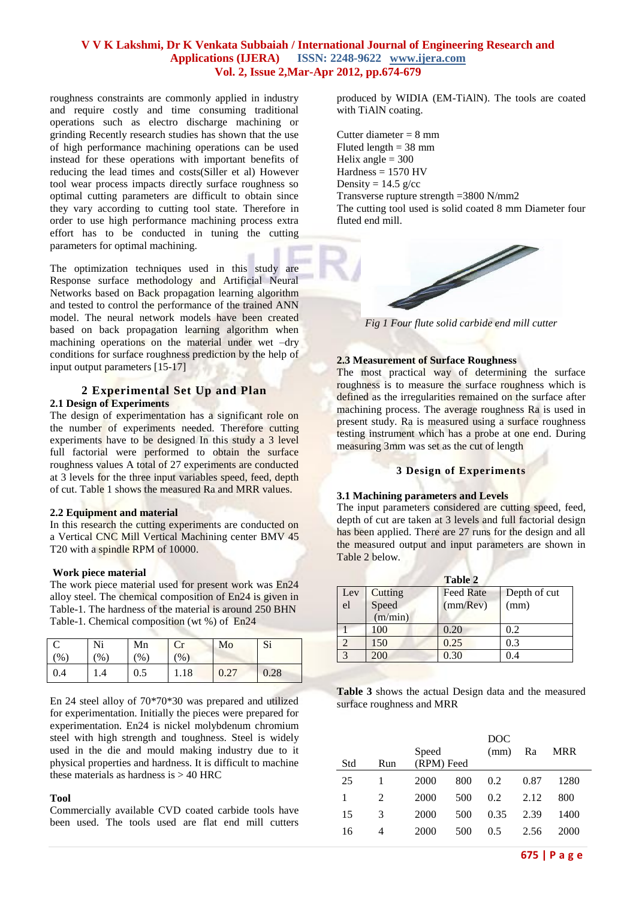roughness constraints are commonly applied in industry and require costly and time consuming traditional operations such as electro discharge machining or grinding Recently research studies has shown that the use of high performance machining operations can be used instead for these operations with important benefits of reducing the lead times and costs(Siller et al) However tool wear process impacts directly surface roughness so optimal cutting parameters are difficult to obtain since they vary according to cutting tool state. Therefore in order to use high performance machining process extra effort has to be conducted in tuning the cutting parameters for optimal machining.

The optimization techniques used in this study are Response surface methodology and Artificial Neural Networks based on Back propagation learning algorithm and tested to control the performance of the trained ANN model. The neural network models have been created based on back propagation learning algorithm when machining operations on the material under wet –dry conditions for surface roughness prediction by the help of input output parameters [15-17]

## 2 Experimental Set Up and Plan

### 2.1 Design of Experiments

The design of experimentation has a significant role on the number of experiments needed. Therefore cutting experiments have to be designed In this study a 3 level full factorial were performed to obtain the surface roughness values A total of 27 experiments are conducted at 3 levels for the three input variables speed, feed, depth of cut. Table 1 shows the measured Ra and MRR values.

### 2.2 Equipment and material

In this research the cutting experiments are conducted on a Vertical CNC Mill Vertical Machining center BMV 45 T20 with a spindle RPM of 10000.

**Work piece material**

The work piece material used for present work was En24 alloy steel. The chemical composition of En24 is given in Table-1. The hardness of the material is around 250 BHN Table-1. Chemical composition (wt %) of En24

| C (%) | Ni (%) | Mn (%) | Cr (%) | Mo | Si |
|---|---|---|---|---|---|
| 0.4 | 1.4 | 0.5 | 1.18 | 0.27 | 0.28 |

En 24 steel alloy of 70*70*30 was prepared and utilized for experimentation. Initially the pieces were prepared for experimentation. En24 is nickel molybdenum chromium steel with high strength and toughness. Steel is widely used in the die and mould making industry due to it physical properties and hardness. It is difficult to machine these materials as hardness is > 40 HRC

**Tool**

Commercially available CVD coated carbide tools have been used. The tools used are flat end mill cutters produced by WIDIA (EM-TiAlN). The tools are coated with TiAlN coating.

Cutter diameter = 8 mm
Fluted length = 38 mm
Helix angle = 300
Hardness = 1570 HV
Density = 14.5 g/cc
Transverse rupture strength =3800 N/mm2
The cutting tool used is solid coated 8 mm Diameter four fluted end mill.

*Fig 1 Four flute solid carbide end mill cutter*

### 2.3 Measurement of Surface Roughness

The most practical way of determining the surface roughness is to measure the surface roughness which is defined as the irregularities remained on the surface after machining process. The average roughness Ra is used in present study. Ra is measured using a surface roughness testing instrument which has a probe at one end. During measuring 3mm was set as the cut of length

## 3 Design of Experiments

### 3.1 Machining parameters and Levels

The input parameters considered are cutting speed, feed, depth of cut are taken at 3 levels and full factorial design has been applied. There are 27 runs for the design and all the measured output and input parameters are shown in Table 2 below.

**Table 2**

| Level | Cutting Speed (m/min) | Feed Rate (mm/Rev) | Depth of cut (mm) |
|---|---|---|---|
| 1 | 100 | 0.20 | 0.2 |
| 2 | 150 | 0.25 | 0.3 |
| 3 | 200 | 0.30 | 0.4 |

**Table 3** shows the actual Design data and the measured surface roughness and MRR

| Std | Run | Speed (RPM) | Feed | DOC (mm) | Ra | MRR |
|---|---|---|---|---|---|---|
| 25 | 1 | 2000 | 800 | 0.2 | 0.87 | 1280 |
| 1 | 2 | 2000 | 500 | 0.2 | 2.12 | 800 |
| 15 | 3 | 2000 | 500 | 0.35 | 2.39 | 1400 |
| 16 | 4 | 2000 | 500 | 0.5 | 2.56 | 2000 |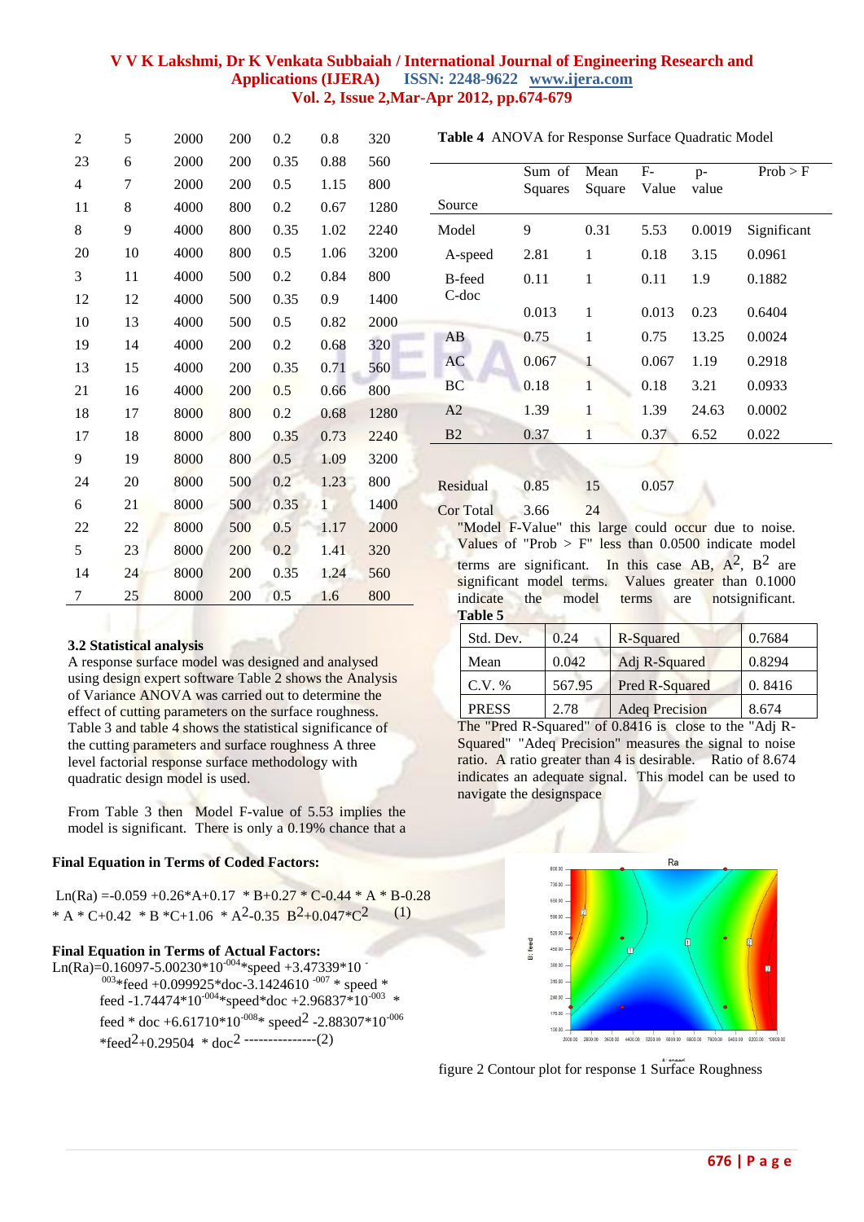| 2 | 5 | 2000 | 200 | 0.2 | 0.8 | 320 |
|---|---|---|---|---|---|---|
| 23 | 6 | 2000 | 200 | 0.35 | 0.88 | 560 |
| 4 | 7 | 2000 | 200 | 0.5 | 1.15 | 800 |
| 11 | 8 | 4000 | 800 | 0.2 | 0.67 | 1280 |
| 8 | 9 | 4000 | 800 | 0.35 | 1.02 | 2240 |
| 20 | 10 | 4000 | 800 | 0.5 | 1.06 | 3200 |
| 3 | 11 | 4000 | 500 | 0.2 | 0.84 | 800 |
| 12 | 12 | 4000 | 500 | 0.35 | 0.9 | 1400 |
| 10 | 13 | 4000 | 500 | 0.5 | 0.82 | 2000 |
| 19 | 14 | 4000 | 200 | 0.2 | 0.68 | 320 |
| 13 | 15 | 4000 | 200 | 0.35 | 0.71 | 560 |
| 21 | 16 | 4000 | 200 | 0.5 | 0.66 | 800 |
| 18 | 17 | 8000 | 800 | 0.2 | 0.68 | 1280 |
| 17 | 18 | 8000 | 800 | 0.35 | 0.73 | 2240 |
| 9 | 19 | 8000 | 800 | 0.5 | 1.09 | 3200 |
| 24 | 20 | 8000 | 500 | 0.2 | 1.23 | 800 |
| 6 | 21 | 8000 | 500 | 0.35 | 1 | 1400 |
| 22 | 22 | 8000 | 500 | 0.5 | 1.17 | 2000 |
| 5 | 23 | 8000 | 200 | 0.2 | 1.41 | 320 |
| 14 | 24 | 8000 | 200 | 0.35 | 1.24 | 560 |
| 7 | 25 | 8000 | 200 | 0.5 | 1.6 | 800 |

### 3.2 Statistical analysis

A response surface model was designed and analysed using design expert software Table 2 shows the Analysis of Variance ANOVA was carried out to determine the effect of cutting parameters on the surface roughness. Table 3 and table 4 shows the statistical significance of the cutting parameters and surface roughness A three level factorial response surface methodology with quadratic design model is used.

From Table 3 then Model F-value of 5.53 implies the model is significant. There is only a 0.19% chance that a

**Table 4** ANOVA for Response Surface Quadratic Model

| Source | Sum of Squares | Mean Square | F-Value | p-value | Prob > F |
|---|---|---|---|---|---|
| Model | 9 | 0.31 | 5.53 | 0.0019 | Significant |
| A-speed | 2.81 | 1 | 0.18 | 3.15 | 0.0961 |
| B-feed | 0.11 | 1 | 0.11 | 1.9 | 0.1882 |
| C-doc | 0.013 | 1 | 0.013 | 0.23 | 0.6404 |
| AB | 0.75 | 1 | 0.75 | 13.25 | 0.0024 |
| AC | 0.067 | 1 | 0.067 | 1.19 | 0.2918 |
| BC | 0.18 | 1 | 0.18 | 3.21 | 0.0933 |
| A2 | 1.39 | 1 | 1.39 | 24.63 | 0.0002 |
| B2 | 0.37 | 1 | 0.37 | 6.52 | 0.022 |
| Residual | 0.85 | 15 | 0.057 | | |
| Cor Total | 3.66 | 24 | | | |

"Model F-Value" this large could occur due to noise. Values of "Prob > F" less than 0.0500 indicate model terms are significant. In this case AB, $A^2$, $B^2$ are significant model terms. Values greater than 0.1000 indicate the model terms are notsignificant.

**Table 5**

| Std. Dev. | 0.24 | R-Squared | 0.7684 |
|---|---|---|---|
| Mean | 0.042 | Adj R-Squared | 0.8294 |
| C.V. % | 567.95 | Pred R-Squared | 0. 8416 |
| PRESS | 2.78 | Adeq Precision | 8.674 |

The "Pred R-Squared" of 0.8416 is close to the "Adj R-Squared" "Adeq Precision" measures the signal to noise ratio. A ratio greater than 4 is desirable. Ratio of 8.674 indicates an adequate signal. This model can be used to navigate the designspace

**Final Equation in Terms of Coded Factors:**

$$Ln(Ra) = -0.059 + 0.26*A + 0.17 * B + 0.27 * C - 0.44 * A * B - 0.28 * A * C + 0.42 * B * C + 1.06 * A^2 - 0.35 B^2 + 0.047*C^2 \quad (1)$$

**Final Equation in Terms of Actual Factors:**

$$Ln(Ra) = 0.16097 - 5.00230*10^{-004}*speed + 3.47339*10^{-003}*feed + 0.099925*doc - 3.1424610^{-007} * speed * feed - 1.74474*10^{-004}*speed*doc + 2.96837*10^{-003} * feed * doc + 6.61710*10^{-008}* speed^2 - 2.88307*10^{-006} *feed^2 + 0.29504 * doc^2 \quad (2)$$

figure 2 Contour plot for response 1 Surface Roughness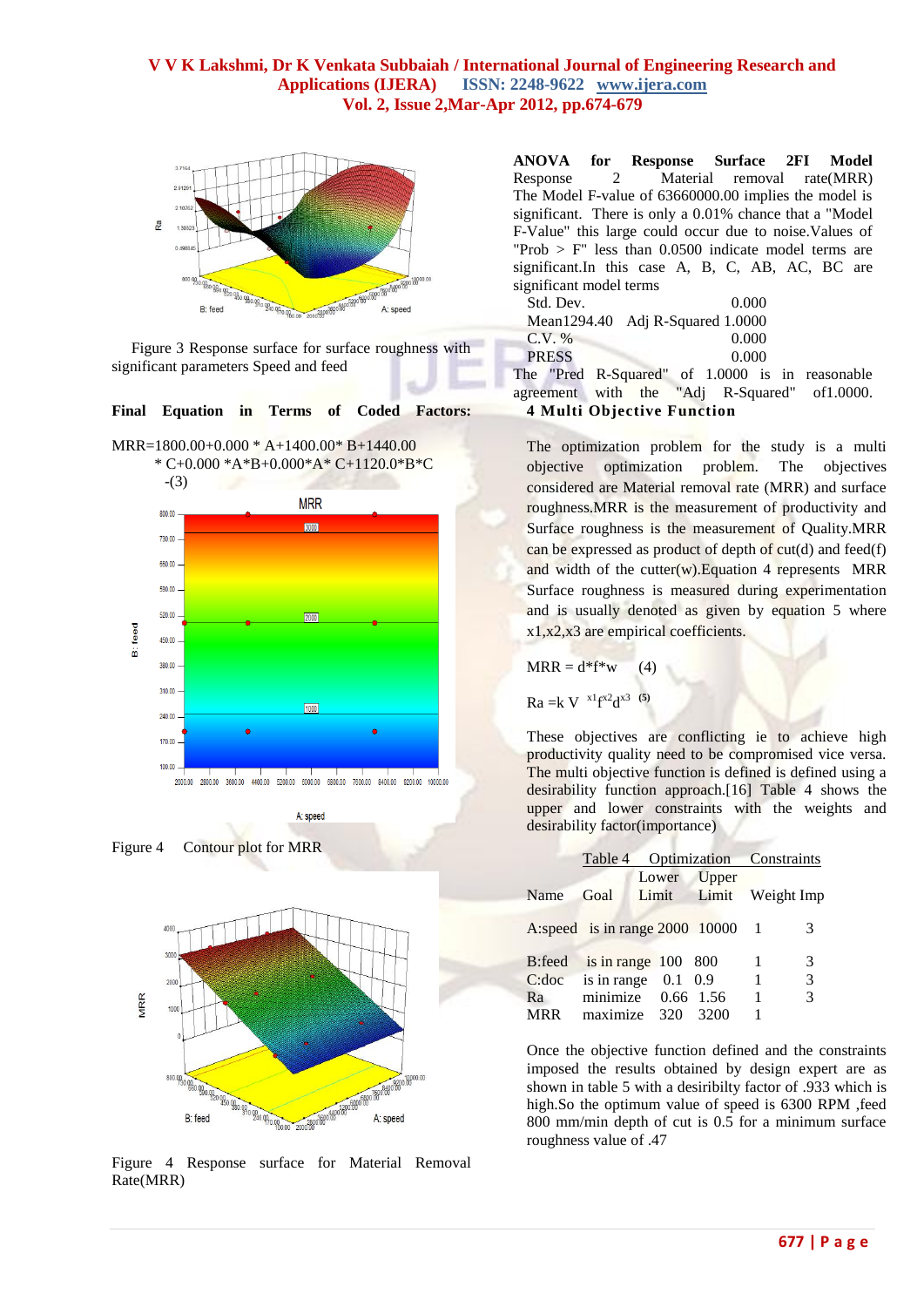Figure 3 Response surface for surface roughness with significant parameters Speed and feed

**Final Equation in Terms of Coded Factors:**

MRR=1800.00+0.000 * A+1400.00* B+1440.00 * C+0.000 *A*B+0.000*A* C+1120.0*B*C -(3)

Figure 4 Contour plot for MRR

Figure 4 Response surface for Material Removal Rate(MRR)

**ANOVA for Response Surface 2FI Model**
Response 2 Material removal rate(MRR)
The Model F-value of 63660000.00 implies the model is significant. There is only a 0.01% chance that a "Model F-Value" this large could occur due to noise.Values of "Prob > F" less than 0.0500 indicate model terms are significant.In this case A, B, C, AB, AC, BC are significant model terms

| | | | |
|---|---|---|---|
| Std. Dev. | 0.000 | | |
| Mean | 1294.40 | Adj R-Squared | 1.0000 |
| C.V. % | 0.000 | | |
| PRESS | 0.000 | | |

The "Pred R-Squared" of 1.0000 is in reasonable agreement with the "Adj R-Squared" of1.0000.

## 4 Multi Objective Function

The optimization problem for the study is a multi objective optimization problem. The objectives considered are Material removal rate (MRR) and surface roughness.MRR is the measurement of productivity and Surface roughness is the measurement of Quality.MRR can be expressed as product of depth of cut(d) and feed(f) and width of the cutter(w).Equation 4 represents MRR Surface roughness is measured during experimentation and is usually denoted as given by equation 5 where x1,x2,x3 are empirical coefficients.

$$MRR = d*f*w \quad (4)$$

$$Ra = k\,V^{x1} f^{x2} d^{x3} \quad (5)$$

These objectives are conflicting ie to achieve high productivity quality need to be compromised vice versa. The multi objective function is defined is defined using a desirability function approach.[16] Table 4 shows the upper and lower constraints with the weights and desirability factor(importance)

Table 4 Optimization Constraints

| Name | Goal | Lower Limit | Upper Limit | Weight | Imp |
|---|---|---|---|---|---|
| A:speed | is in range | 2000 | 10000 | 1 | 3 |
| B:feed | is in range | 100 | 800 | 1 | 3 |
| C:doc | is in range | 0.1 | 0.9 | 1 | 3 |
| Ra | minimize | 0.66 | 1.56 | 1 | 3 |
| MRR | maximize | 320 | 3200 | 1 | |

Once the objective function defined and the constraints imposed the results obtained by design expert are as shown in table 5 with a desiribilty factor of .933 which is high.So the optimum value of speed is 6300 RPM ,feed 800 mm/min depth of cut is 0.5 for a minimum surface roughness value of .47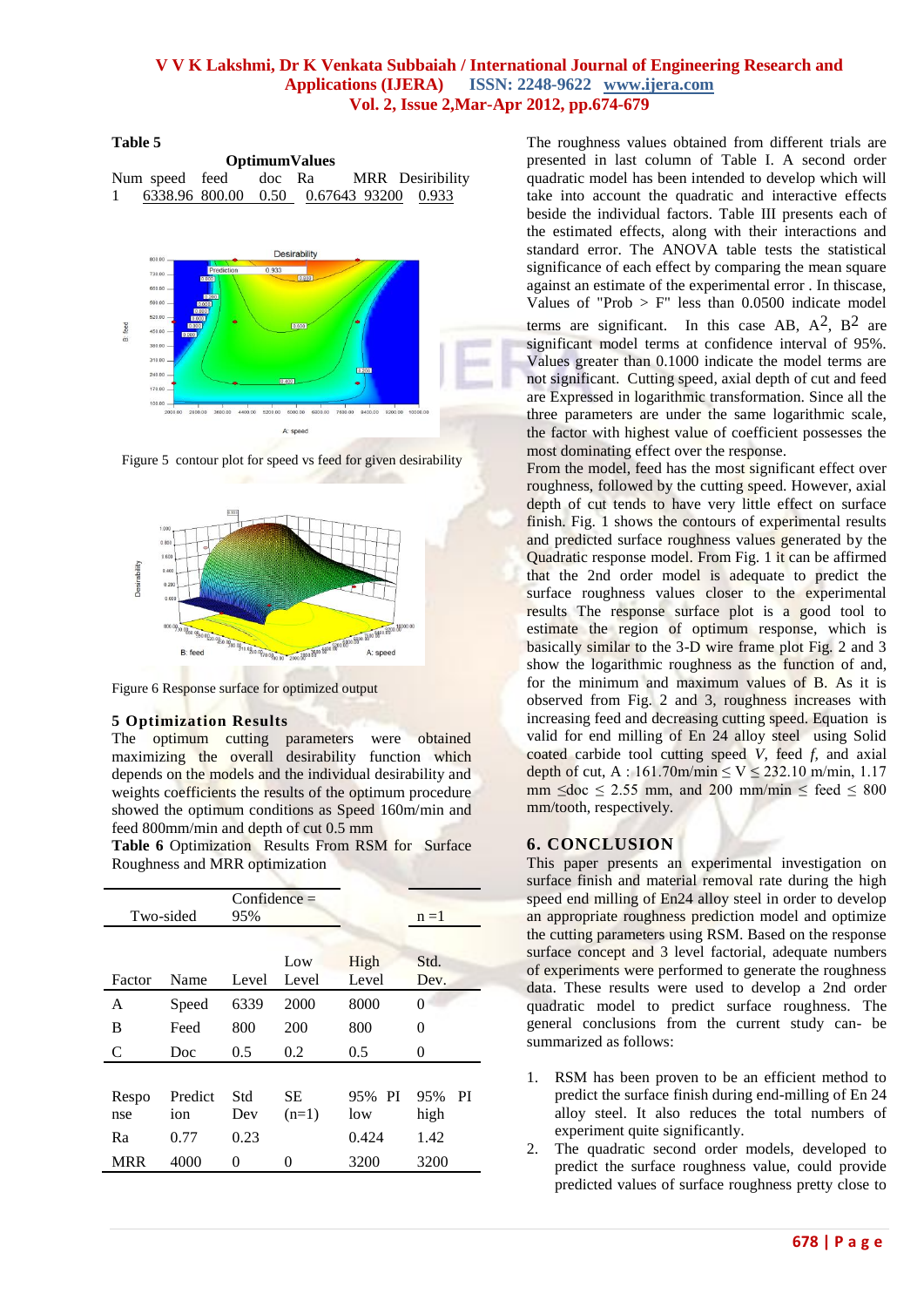**Table 5**

**OptimumValues**

| Num | speed | feed | doc | Ra | MRR | Desirbility |
|---|---|---|---|---|---|---|
| 1 | 6338.96 | 800.00 | 0.50 | 0.67643 | 93200 | 0.933 |

Figure 5 contour plot for speed vs feed for given desirability

Figure 6 Response surface for optimized output

## 5 Optimization Results

The optimum cutting parameters were obtained maximizing the overall desirability function which depends on the models and the individual desirability and weights coefficients the results of the optimum procedure showed the optimum conditions as Speed 160m/min and feed 800mm/min and depth of cut 0.5 mm

**Table 6** Optimization Results From RSM for Surface Roughness and MRR optimization

| Two-sided | | Confidence = 95% | | | n =1 |
|---|---|---|---|---|---|
| Factor | Name | Level | Low Level | High Level | Std. Dev. |
| A | Speed | 6339 | 2000 | 8000 | 0 |
| B | Feed | 800 | 200 | 800 | 0 |
| C | Doc | 0.5 | 0.2 | 0.5 | 0 |
| Response | Prediction | Std Dev | SE (n=1) | 95% PI low | 95% PI high |
| Ra | 0.77 | 0.23 | | 0.424 | 1.42 |
| MRR | 4000 | 0 | 0 | 3200 | 3200 |

The roughness values obtained from different trials are presented in last column of Table I. A second order quadratic model has been intended to develop which will take into account the quadratic and interactive effects beside the individual factors. Table III presents each of the estimated effects, along with their interactions and standard error. The ANOVA table tests the statistical significance of each effect by comparing the mean square against an estimate of the experimental error . In thiscase, Values of "Prob > F" less than 0.0500 indicate model terms are significant. In this case AB, $A^2$, $B^2$ are significant model terms at confidence interval of 95%. Values greater than 0.1000 indicate the model terms are not significant. Cutting speed, axial depth of cut and feed are Expressed in logarithmic transformation. Since all the three parameters are under the same logarithmic scale, the factor with highest value of coefficient possesses the most dominating effect over the response.

From the model, feed has the most significant effect over roughness, followed by the cutting speed. However, axial depth of cut tends to have very little effect on surface finish. Fig. 1 shows the contours of experimental results and predicted surface roughness values generated by the Quadratic response model. From Fig. 1 it can be affirmed that the 2nd order model is adequate to predict the surface roughness values closer to the experimental results The response surface plot is a good tool to estimate the region of optimum response, which is basically similar to the 3-D wire frame plot Fig. 2 and 3 show the logarithmic roughness as the function of and, for the minimum and maximum values of B. As it is observed from Fig. 2 and 3, roughness increases with increasing feed and decreasing cutting speed. Equation is valid for end milling of En 24 alloy steel using Solid coated carbide tool cutting speed *V*, feed *f*, and axial depth of cut, A : 161.70m/min $\leq$ V $\leq$ 232.10 m/min, 1.17 mm $\leq$doc $\leq$ 2.55 mm, and 200 mm/min $\leq$ feed $\leq$ 800 mm/tooth, respectively.

## 6. CONCLUSION

This paper presents an experimental investigation on surface finish and material removal rate during the high speed end milling of En24 alloy steel in order to develop an appropriate roughness prediction model and optimize the cutting parameters using RSM. Based on the response surface concept and 3 level factorial, adequate numbers of experiments were performed to generate the roughness data. These results were used to develop a 2nd order quadratic model to predict surface roughness. The general conclusions from the current study can- be summarized as follows:

1. RSM has been proven to be an efficient method to predict the surface finish during end-milling of En 24 alloy steel. It also reduces the total numbers of experiment quite significantly.
2. The quadratic second order models, developed to predict the surface roughness value, could provide predicted values of surface roughness pretty close to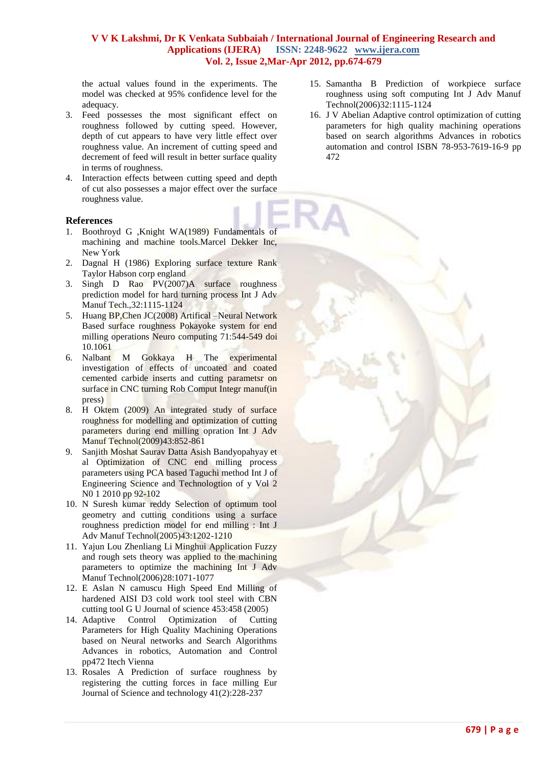the actual values found in the experiments. The model was checked at 95% confidence level for the adequacy.

3. Feed possesses the most significant effect on roughness followed by cutting speed. However, depth of cut appears to have very little effect over roughness value. An increment of cutting speed and decrement of feed will result in better surface quality in terms of roughness.
4. Interaction effects between cutting speed and depth of cut also possesses a major effect over the surface roughness value.

## References

1. Boothroyd G ,Knight WA(1989) Fundamentals of machining and machine tools.Marcel Dekker Inc, New York
2. Dagnal H (1986) Exploring surface texture Rank Taylor Habson corp england
3. Singh D Rao PV(2007)A surface roughness prediction model for hard turning process Int J Adv Manuf Tech.,32:1115-1124
5. Huang BP,Chen JC(2008) Artifical –Neural Network Based surface roughness Pokayoke system for end milling operations Neuro computing 71:544-549 doi 10.1061
6. Nalbant M Gokkaya H The experimental investigation of effects of uncoated and coated cemented carbide inserts and cutting parametsr on surface in CNC turning Rob Comput Integr manuf(in press)
8. H Oktem (2009) An integrated study of surface roughness for modelling and optimization of cutting parameters during end milling opration Int J Adv Manuf Technol(2009)43:852-861
9. Sanjith Moshat Saurav Datta Asish Bandyopahyay et al Optimization of CNC end milling process parameters using PCA based Taguchi method Int J of Engineering Science and Technologtion of y Vol 2 N0 1 2010 pp 92-102
10. N Suresh kumar reddy Selection of optimum tool geometry and cutting conditions using a surface roughness prediction model for end milling : Int J Adv Manuf Technol(2005)43:1202-1210
11. Yajun Lou Zhenliang Li Minghui Application Fuzzy and rough sets theory was applied to the machining parameters to optimize the machining Int J Adv Manuf Technol(2006)28:1071-1077
12. E Aslan N camuscu High Speed End Milling of hardened AISI D3 cold work tool steel with CBN cutting tool G U Journal of science 453:458 (2005)
14. Adaptive Control Optimization of Cutting Parameters for High Quality Machining Operations based on Neural networks and Search Algorithms Advances in robotics, Automation and Control pp472 Itech Vienna
13. Rosales A Prediction of surface roughness by registering the cutting forces in face milling Eur Journal of Science and technology 41(2):228-237
15. Samantha B Prediction of workpiece surface roughness using soft computing Int J Adv Manuf Technol(2006)32:1115-1124
16. J V Abelian Adaptive control optimization of cutting parameters for high quality machining operations based on search algorithms Advances in robotics automation and control ISBN 78-953-7619-16-9 pp 472